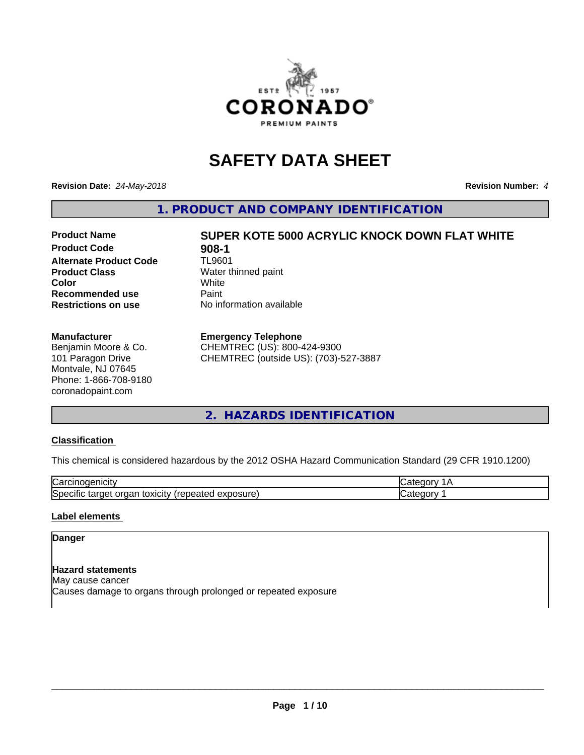# SAFETY DATA SHEET

**Revision Date:** *24-May-2018* **Revision Number:** *4*

## 1. PRODUCT AND COMPANY IDENTIFICATION

| | |
|---|---|
| **Product Name** | **SUPER KOTE 5000 ACRYLIC KNOCK DOWN FLAT WHITE** |
| **Product Code** | **908-1** |
| **Alternate Product Code** | TL9601 |
| **Product Class** | Water thinned paint |
| **Color** | White |
| **Recommended use** | Paint |
| **Restrictions on use** | No information available |

**Manufacturer**
Benjamin Moore & Co.
101 Paragon Drive
Montvale, NJ 07645
Phone: 1-866-708-9180
coronadopaint.com

**Emergency Telephone**
CHEMTREC (US): 800-424-9300
CHEMTREC (outside US): (703)-527-3887

## 2. HAZARDS IDENTIFICATION

**Classification**

This chemical is considered hazardous by the 2012 OSHA Hazard Communication Standard (29 CFR 1910.1200)

| | |
|---|---|
| Carcinogenicity | Category 1A |
| Specific target organ toxicity (repeated exposure) | Category 1 |

**Label elements**

**Danger**

**Hazard statements**
May cause cancer
Causes damage to organs through prolonged or repeated exposure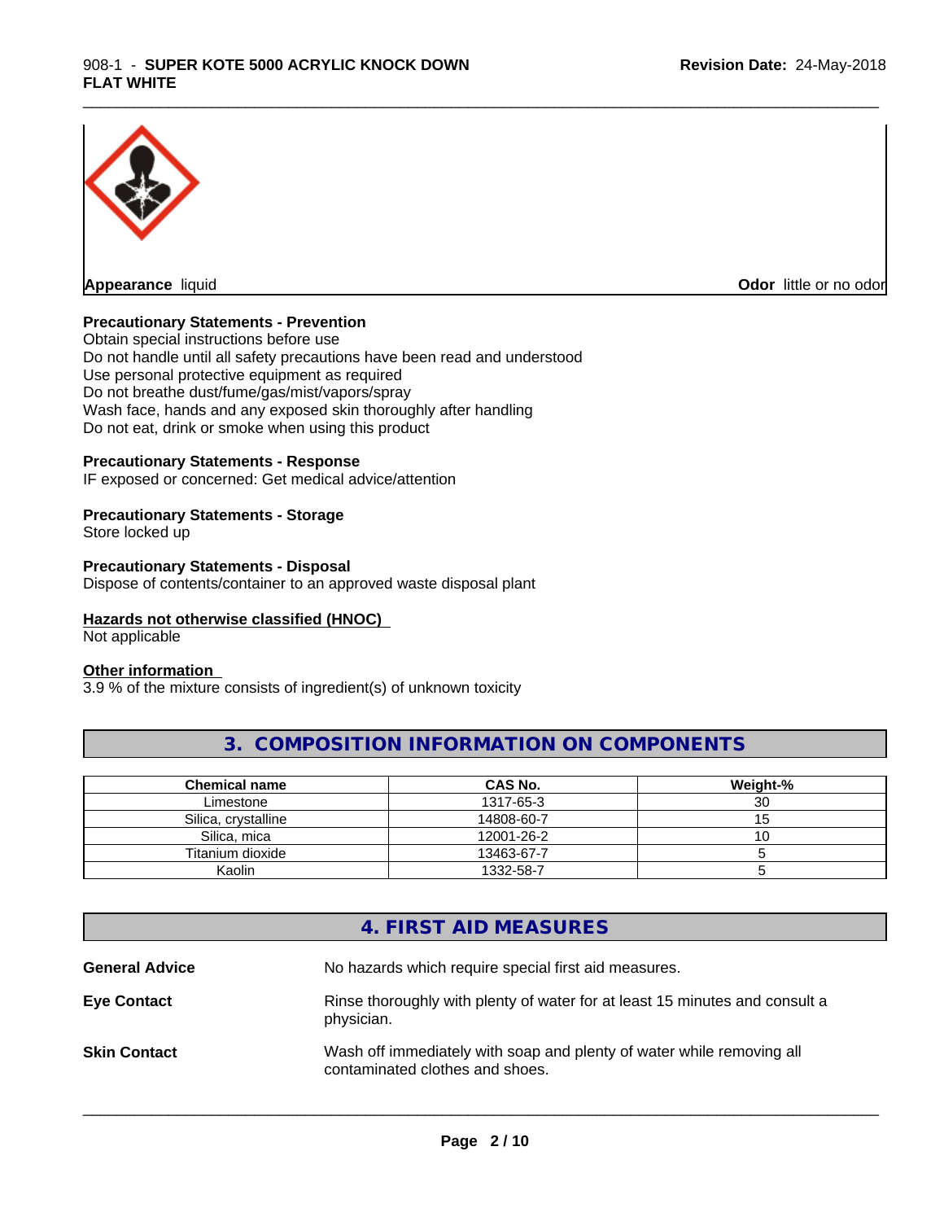**Appearance** liquid

**Odor** little or no odor

**Precautionary Statements - Prevention**

Obtain special instructions before use
Do not handle until all safety precautions have been read and understood
Use personal protective equipment as required
Do not breathe dust/fume/gas/mist/vapors/spray
Wash face, hands and any exposed skin thoroughly after handling
Do not eat, drink or smoke when using this product

**Precautionary Statements - Response**

IF exposed or concerned: Get medical advice/attention

**Precautionary Statements - Storage**

Store locked up

**Precautionary Statements - Disposal**

Dispose of contents/container to an approved waste disposal plant

**Hazards not otherwise classified (HNOC)**

Not applicable

**Other information**

3.9 % of the mixture consists of ingredient(s) of unknown toxicity

## 3. COMPOSITION INFORMATION ON COMPONENTS

| Chemical name | CAS No. | Weight-% |
|---|---|---|
| Limestone | 1317-65-3 | 30 |
| Silica, crystalline | 14808-60-7 | 15 |
| Silica, mica | 12001-26-2 | 10 |
| Titanium dioxide | 13463-67-7 | 5 |
| Kaolin | 1332-58-7 | 5 |

## 4. FIRST AID MEASURES

**General Advice** No hazards which require special first aid measures.

**Eye Contact** Rinse thoroughly with plenty of water for at least 15 minutes and consult a physician.

**Skin Contact** Wash off immediately with soap and plenty of water while removing all contaminated clothes and shoes.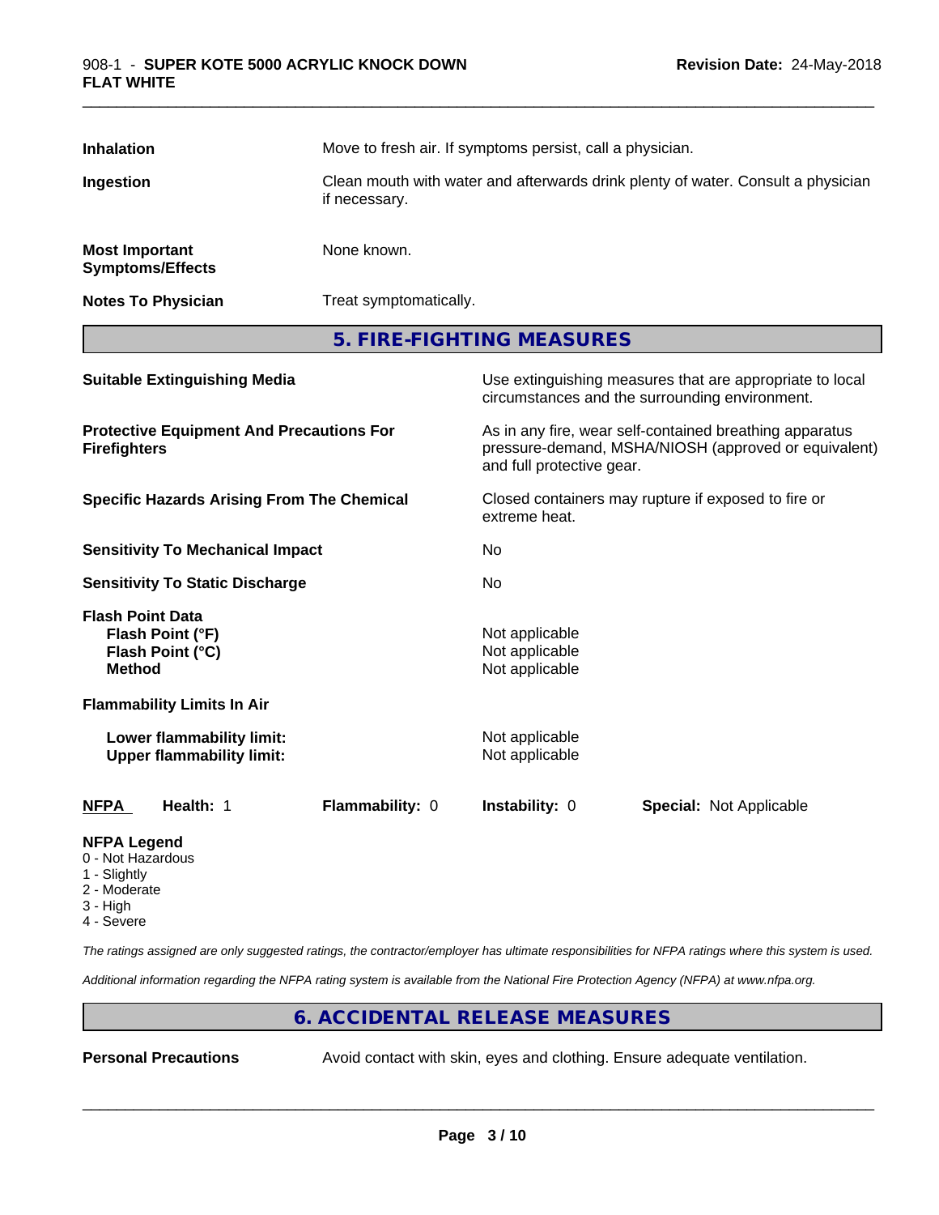**Inhalation** Move to fresh air. If symptoms persist, call a physician.

**Ingestion** Clean mouth with water and afterwards drink plenty of water. Consult a physician if necessary.

**Most Important Symptoms/Effects** None known.

**Notes To Physician** Treat symptomatically.

## 5. FIRE-FIGHTING MEASURES

**Suitable Extinguishing Media** Use extinguishing measures that are appropriate to local circumstances and the surrounding environment.

**Protective Equipment And Precautions For Firefighters** As in any fire, wear self-contained breathing apparatus pressure-demand, MSHA/NIOSH (approved or equivalent) and full protective gear.

**Specific Hazards Arising From The Chemical** Closed containers may rupture if exposed to fire or extreme heat.

**Sensitivity To Mechanical Impact** No

**Sensitivity To Static Discharge** No

**Flash Point Data**
**Flash Point (°F)** Not applicable
**Flash Point (°C)** Not applicable
**Method** Not applicable

**Flammability Limits In Air**

**Lower flammability limit:** Not applicable
**Upper flammability limit:** Not applicable

| NFPA | Health: 1 | Flammability: 0 | Instability: 0 | Special: Not Applicable |
|---|---|---|---|---|

**NFPA Legend**
0 - Not Hazardous
1 - Slightly
2 - Moderate
3 - High
4 - Severe

*The ratings assigned are only suggested ratings, the contractor/employer has ultimate responsibilities for NFPA ratings where this system is used.*

*Additional information regarding the NFPA rating system is available from the National Fire Protection Agency (NFPA) at www.nfpa.org.*

## 6. ACCIDENTAL RELEASE MEASURES

**Personal Precautions** Avoid contact with skin, eyes and clothing. Ensure adequate ventilation.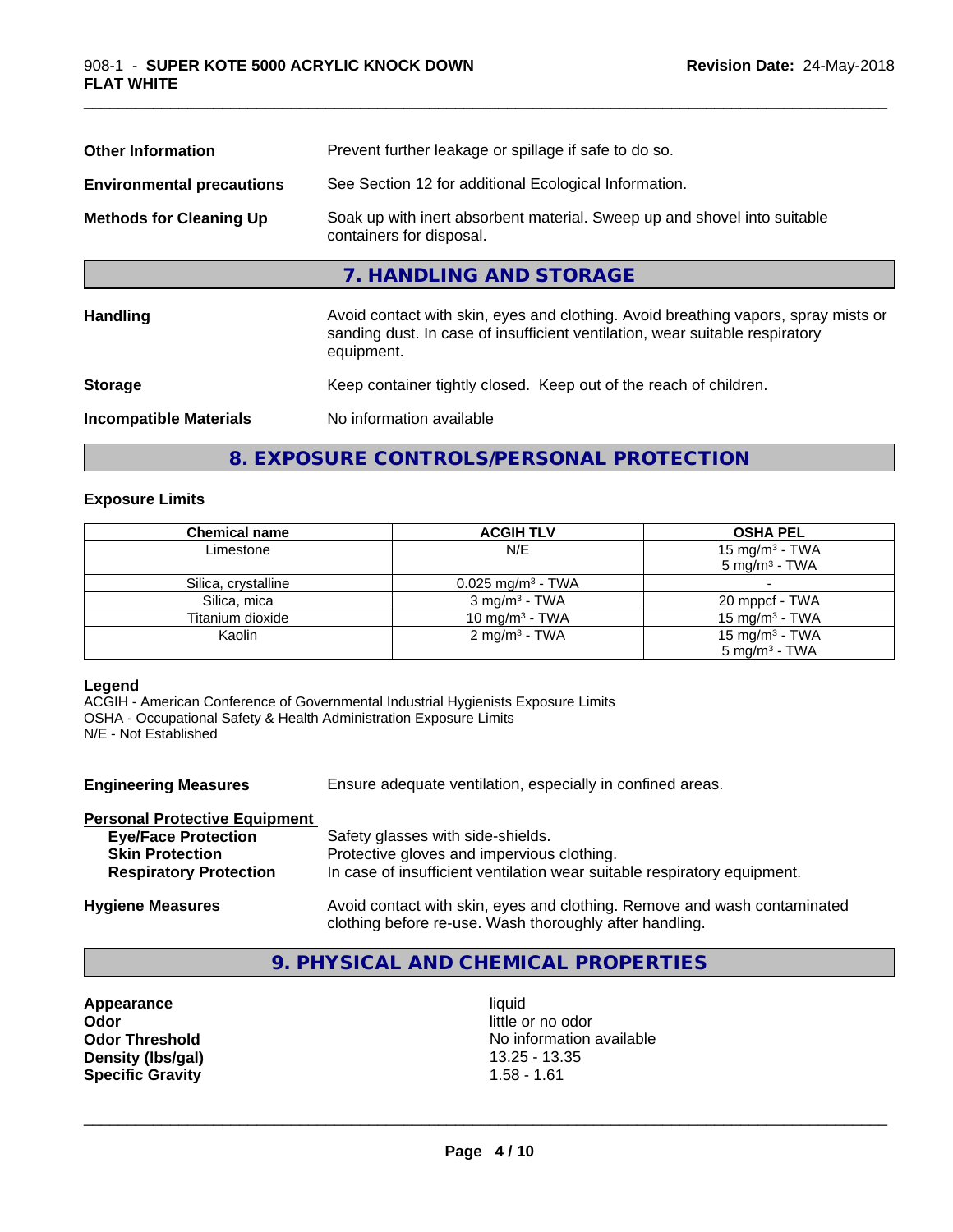| | |
|---|---|
| **Other Information** | Prevent further leakage or spillage if safe to do so. |
| **Environmental precautions** | See Section 12 for additional Ecological Information. |
| **Methods for Cleaning Up** | Soak up with inert absorbent material. Sweep up and shovel into suitable containers for disposal. |

## 7. HANDLING AND STORAGE

| | |
|---|---|
| **Handling** | Avoid contact with skin, eyes and clothing. Avoid breathing vapors, spray mists or sanding dust. In case of insufficient ventilation, wear suitable respiratory equipment. |
| **Storage** | Keep container tightly closed. Keep out of the reach of children. |
| **Incompatible Materials** | No information available |

## 8. EXPOSURE CONTROLS/PERSONAL PROTECTION

### Exposure Limits

| Chemical name | ACGIH TLV | OSHA PEL |
|---|---|---|
| Limestone | N/E | 15 mg/m³ - TWA<br>5 mg/m³ - TWA |
| Silica, crystalline | 0.025 mg/m³ - TWA | - |
| Silica, mica | 3 mg/m³ - TWA | 20 mppcf - TWA |
| Titanium dioxide | 10 mg/m³ - TWA | 15 mg/m³ - TWA |
| Kaolin | 2 mg/m³ - TWA | 15 mg/m³ - TWA<br>5 mg/m³ - TWA |

**Legend**
ACGIH - American Conference of Governmental Industrial Hygienists Exposure Limits
OSHA - Occupational Safety & Health Administration Exposure Limits
N/E - Not Established

**Engineering Measures** Ensure adequate ventilation, especially in confined areas.

**Personal Protective Equipment**

| | |
|---|---|
| **Eye/Face Protection** | Safety glasses with side-shields. |
| **Skin Protection** | Protective gloves and impervious clothing. |
| **Respiratory Protection** | In case of insufficient ventilation wear suitable respiratory equipment. |

**Hygiene Measures** Avoid contact with skin, eyes and clothing. Remove and wash contaminated clothing before re-use. Wash thoroughly after handling.

## 9. PHYSICAL AND CHEMICAL PROPERTIES

| | |
|---|---|
| **Appearance** | liquid |
| **Odor** | little or no odor |
| **Odor Threshold** | No information available |
| **Density (lbs/gal)** | 13.25 - 13.35 |
| **Specific Gravity** | 1.58 - 1.61 |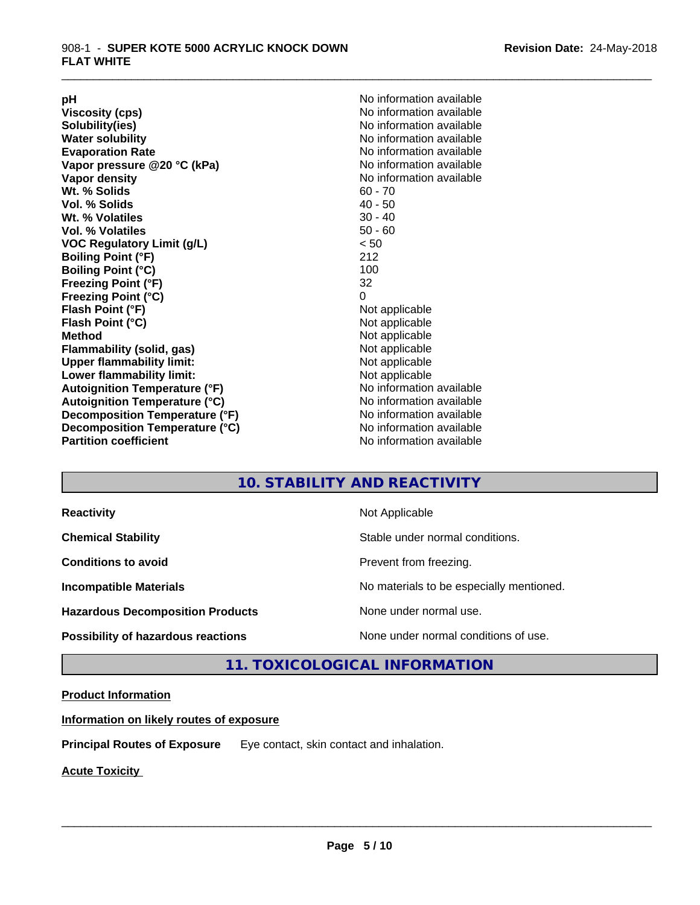| | |
|---|---|
| **pH** | No information available |
| **Viscosity (cps)** | No information available |
| **Solubility(ies)** | No information available |
| **Water solubility** | No information available |
| **Evaporation Rate** | No information available |
| **Vapor pressure @20 °C (kPa)** | No information available |
| **Vapor density** | No information available |
| **Wt. % Solids** | 60 - 70 |
| **Vol. % Solids** | 40 - 50 |
| **Wt. % Volatiles** | 30 - 40 |
| **Vol. % Volatiles** | 50 - 60 |
| **VOC Regulatory Limit (g/L)** | < 50 |
| **Boiling Point (°F)** | 212 |
| **Boiling Point (°C)** | 100 |
| **Freezing Point (°F)** | 32 |
| **Freezing Point (°C)** | 0 |
| **Flash Point (°F)** | Not applicable |
| **Flash Point (°C)** | Not applicable |
| **Method** | Not applicable |
| **Flammability (solid, gas)** | Not applicable |
| **Upper flammability limit:** | Not applicable |
| **Lower flammability limit:** | Not applicable |
| **Autoignition Temperature (°F)** | No information available |
| **Autoignition Temperature (°C)** | No information available |
| **Decomposition Temperature (°F)** | No information available |
| **Decomposition Temperature (°C)** | No information available |
| **Partition coefficient** | No information available |

## 10. STABILITY AND REACTIVITY

| | |
|---|---|
| **Reactivity** | Not Applicable |
| **Chemical Stability** | Stable under normal conditions. |
| **Conditions to avoid** | Prevent from freezing. |
| **Incompatible Materials** | No materials to be especially mentioned. |
| **Hazardous Decomposition Products** | None under normal use. |
| **Possibility of hazardous reactions** | None under normal conditions of use. |

## 11. TOXICOLOGICAL INFORMATION

**Product Information**

**Information on likely routes of exposure**

**Principal Routes of Exposure** Eye contact, skin contact and inhalation.

**Acute Toxicity**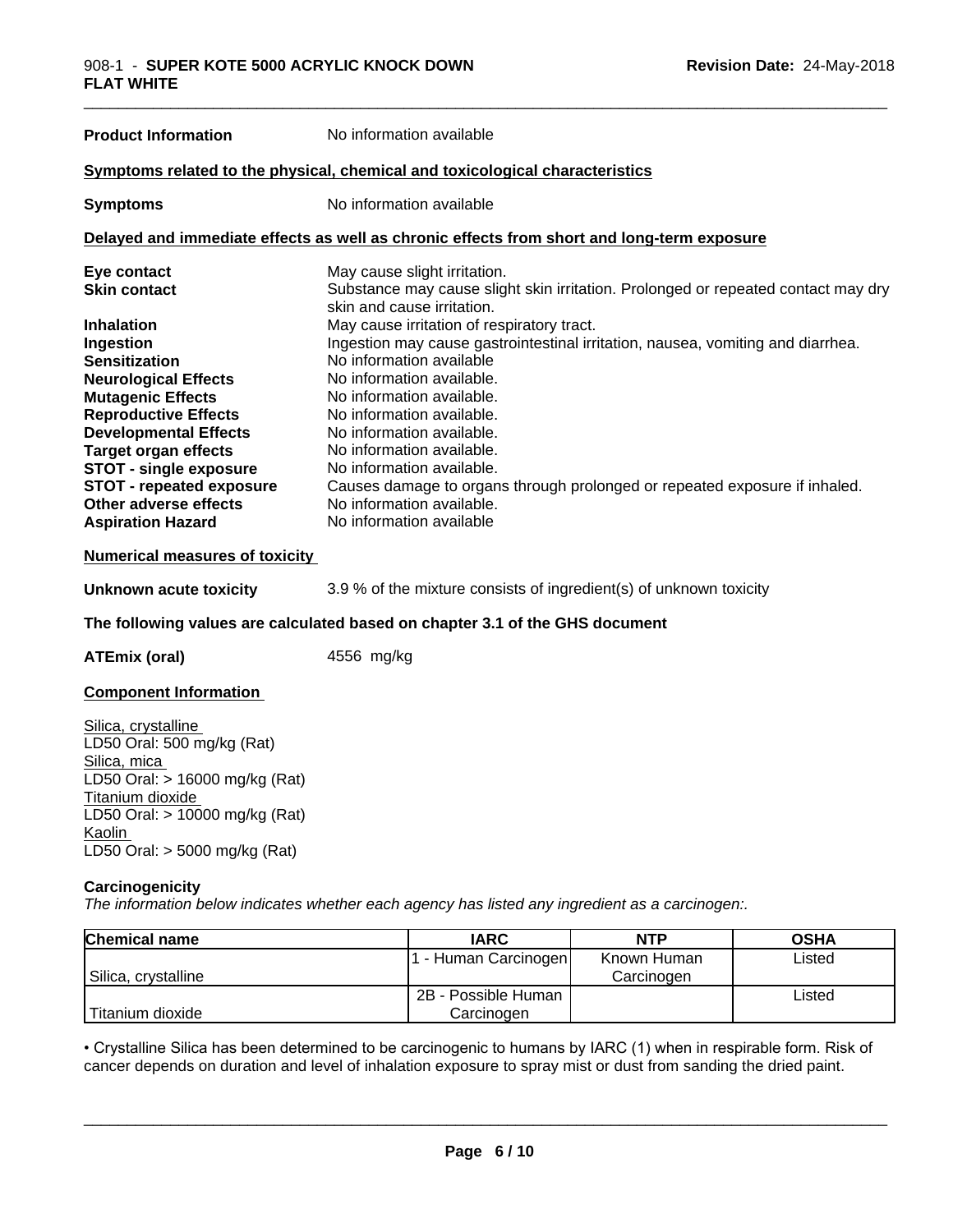**Product Information** No information available

**Symptoms related to the physical, chemical and toxicological characteristics**

**Symptoms** No information available

**Delayed and immediate effects as well as chronic effects from short and long-term exposure**

| | |
|---|---|
| **Eye contact** | May cause slight irritation. |
| **Skin contact** | Substance may cause slight skin irritation. Prolonged or repeated contact may dry skin and cause irritation. |
| **Inhalation** | May cause irritation of respiratory tract. |
| **Ingestion** | Ingestion may cause gastrointestinal irritation, nausea, vomiting and diarrhea. |
| **Sensitization** | No information available |
| **Neurological Effects** | No information available. |
| **Mutagenic Effects** | No information available. |
| **Reproductive Effects** | No information available. |
| **Developmental Effects** | No information available. |
| **Target organ effects** | No information available. |
| **STOT - single exposure** | No information available. |
| **STOT - repeated exposure** | Causes damage to organs through prolonged or repeated exposure if inhaled. |
| **Other adverse effects** | No information available. |
| **Aspiration Hazard** | No information available |

**Numerical measures of toxicity**

**Unknown acute toxicity** 3.9 % of the mixture consists of ingredient(s) of unknown toxicity

**The following values are calculated based on chapter 3.1 of the GHS document**

**ATEmix (oral)** 4556 mg/kg

**Component Information**

Silica, crystalline
LD50 Oral: 500 mg/kg (Rat)
Silica, mica
LD50 Oral: > 16000 mg/kg (Rat)
Titanium dioxide
LD50 Oral: > 10000 mg/kg (Rat)
Kaolin
LD50 Oral: > 5000 mg/kg (Rat)

**Carcinogenicity**

*The information below indicates whether each agency has listed any ingredient as a carcinogen:.*

| Chemical name | IARC | NTP | OSHA |
|---|---|---|---|
| Silica, crystalline | 1 - Human Carcinogen | Known Human Carcinogen | Listed |
| Titanium dioxide | 2B - Possible Human Carcinogen | | Listed |

• Crystalline Silica has been determined to be carcinogenic to humans by IARC (1) when in respirable form. Risk of cancer depends on duration and level of inhalation exposure to spray mist or dust from sanding the dried paint.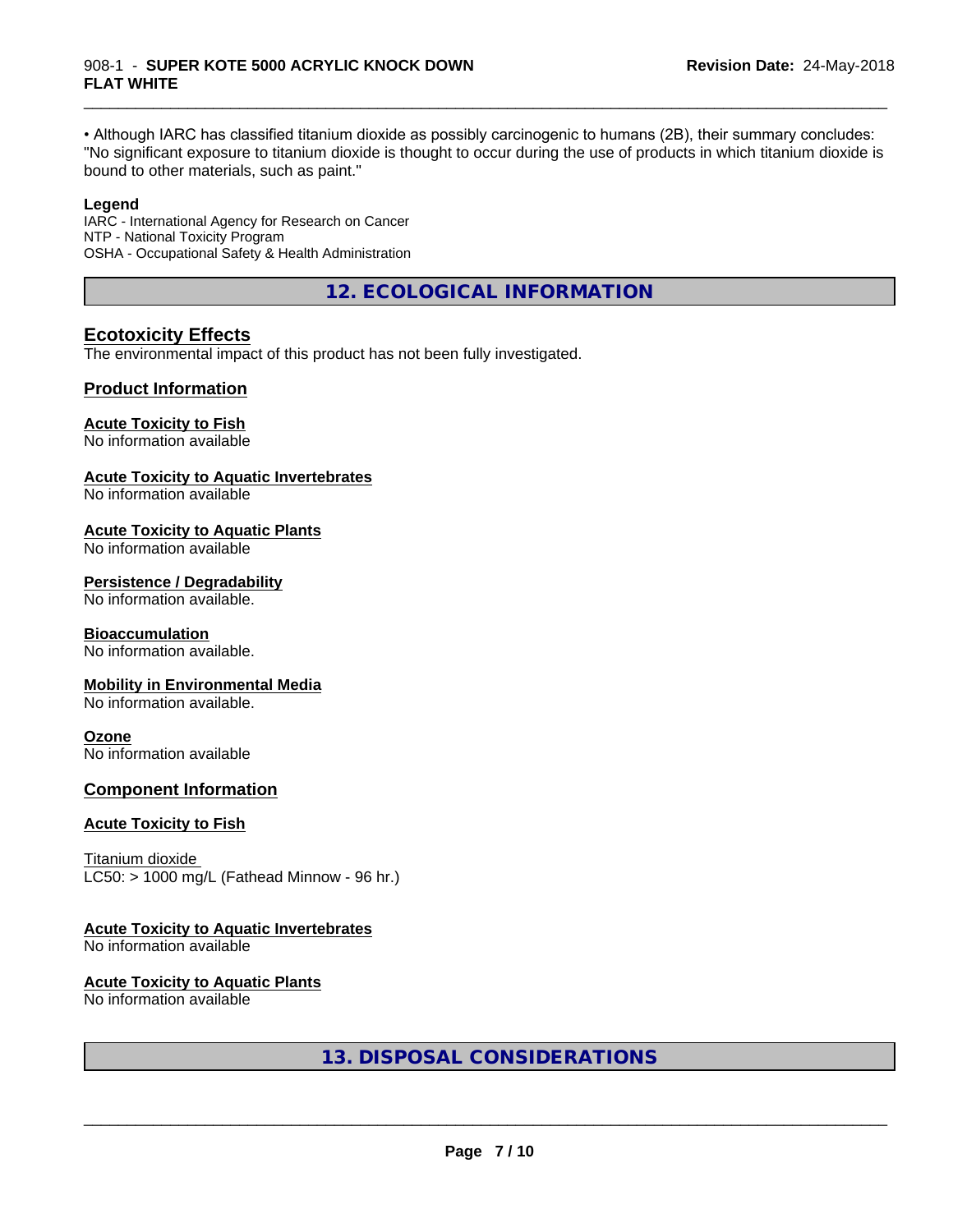• Although IARC has classified titanium dioxide as possibly carcinogenic to humans (2B), their summary concludes: "No significant exposure to titanium dioxide is thought to occur during the use of products in which titanium dioxide is bound to other materials, such as paint."

**Legend**
IARC - International Agency for Research on Cancer
NTP - National Toxicity Program
OSHA - Occupational Safety & Health Administration

## 12. ECOLOGICAL INFORMATION

### Ecotoxicity Effects
The environmental impact of this product has not been fully investigated.

### Product Information

**Acute Toxicity to Fish**
No information available

**Acute Toxicity to Aquatic Invertebrates**
No information available

**Acute Toxicity to Aquatic Plants**
No information available

**Persistence / Degradability**
No information available.

**Bioaccumulation**
No information available.

**Mobility in Environmental Media**
No information available.

**Ozone**
No information available

### Component Information

**Acute Toxicity to Fish**

Titanium dioxide
LC50: > 1000 mg/L (Fathead Minnow - 96 hr.)

**Acute Toxicity to Aquatic Invertebrates**
No information available

**Acute Toxicity to Aquatic Plants**
No information available

## 13. DISPOSAL CONSIDERATIONS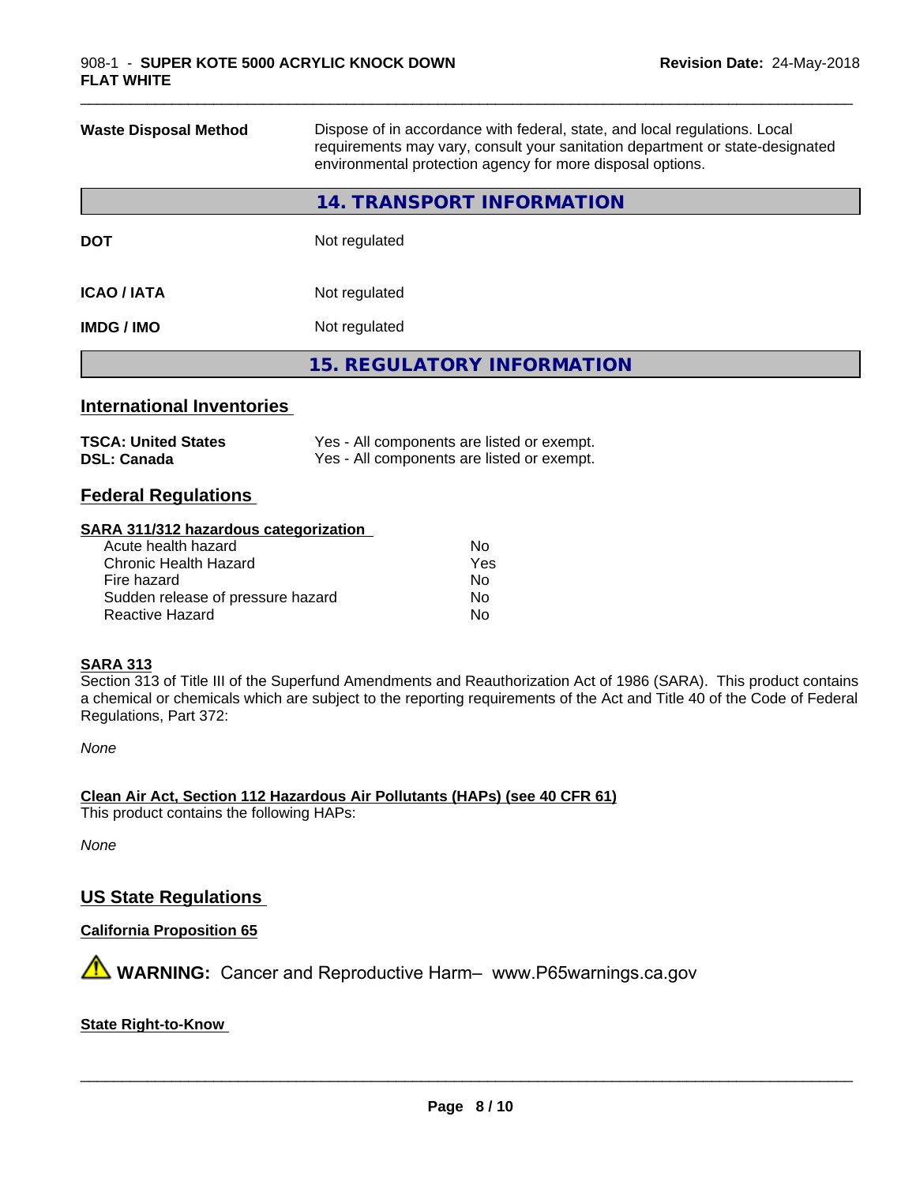| | |
|---|---|
| **Waste Disposal Method** | Dispose of in accordance with federal, state, and local regulations. Local requirements may vary, consult your sanitation department or state-designated environmental protection agency for more disposal options. |

## 14. TRANSPORT INFORMATION

| | |
|---|---|
| **DOT** | Not regulated |
| **ICAO / IATA** | Not regulated |
| **IMDG / IMO** | Not regulated |

## 15. REGULATORY INFORMATION

### International Inventories

| | |
|---|---|
| **TSCA: United States** | Yes - All components are listed or exempt. |
| **DSL: Canada** | Yes - All components are listed or exempt. |

### Federal Regulations

**SARA 311/312 hazardous categorization**

| | |
|---|---|
| Acute health hazard | No |
| Chronic Health Hazard | Yes |
| Fire hazard | No |
| Sudden release of pressure hazard | No |
| Reactive Hazard | No |

**SARA 313**

Section 313 of Title III of the Superfund Amendments and Reauthorization Act of 1986 (SARA). This product contains a chemical or chemicals which are subject to the reporting requirements of the Act and Title 40 of the Code of Federal Regulations, Part 372:

*None*

**Clean Air Act, Section 112 Hazardous Air Pollutants (HAPs) (see 40 CFR 61)**

This product contains the following HAPs:

*None*

### US State Regulations

**California Proposition 65**

⚠ **WARNING:** Cancer and Reproductive Harm– www.P65warnings.ca.gov

**State Right-to-Know**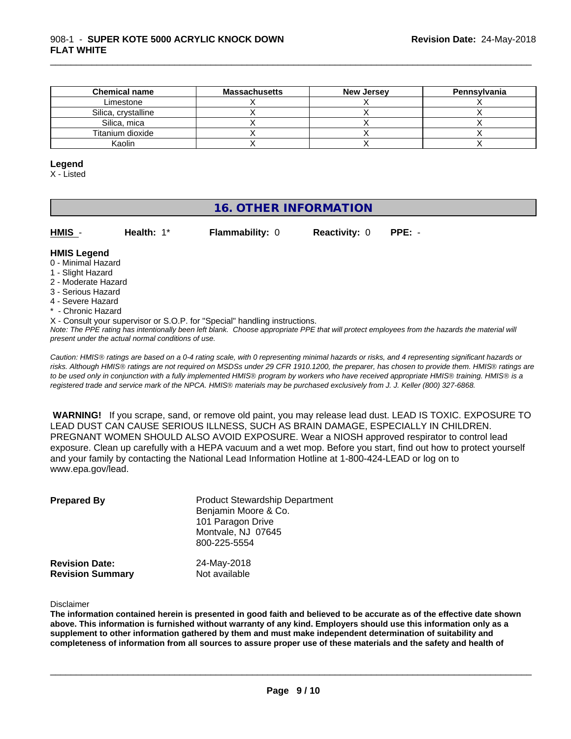| Chemical name | Massachusetts | New Jersey | Pennsylvania |
| --- | --- | --- | --- |
| Limestone | X | X | X |
| Silica, crystalline | X | X | X |
| Silica, mica | X | X | X |
| Titanium dioxide | X | X | X |
| Kaolin | X | X | X |

**Legend**

X - Listed

## 16. OTHER INFORMATION

**HMIS** - **Health:** 1* **Flammability:** 0 **Reactivity:** 0 **PPE:** -

**HMIS Legend**

0 - Minimal Hazard
1 - Slight Hazard
2 - Moderate Hazard
3 - Serious Hazard
4 - Severe Hazard
* - Chronic Hazard

X - Consult your supervisor or S.O.P. for "Special" handling instructions.

*Note: The PPE rating has intentionally been left blank. Choose appropriate PPE that will protect employees from the hazards the material will present under the actual normal conditions of use.*

*Caution: HMIS® ratings are based on a 0-4 rating scale, with 0 representing minimal hazards or risks, and 4 representing significant hazards or risks. Although HMIS® ratings are not required on MSDSs under 29 CFR 1910.1200, the preparer, has chosen to provide them. HMIS® ratings are to be used only in conjunction with a fully implemented HMIS® program by workers who have received appropriate HMIS® training. HMIS® is a registered trade and service mark of the NPCA. HMIS® materials may be purchased exclusively from J. J. Keller (800) 327-6868.*

**WARNING!** If you scrape, sand, or remove old paint, you may release lead dust. LEAD IS TOXIC. EXPOSURE TO LEAD DUST CAN CAUSE SERIOUS ILLNESS, SUCH AS BRAIN DAMAGE, ESPECIALLY IN CHILDREN. PREGNANT WOMEN SHOULD ALSO AVOID EXPOSURE. Wear a NIOSH approved respirator to control lead exposure. Clean up carefully with a HEPA vacuum and a wet mop. Before you start, find out how to protect yourself and your family by contacting the National Lead Information Hotline at 1-800-424-LEAD or log on to www.epa.gov/lead.

**Prepared By**
Product Stewardship Department
Benjamin Moore & Co.
101 Paragon Drive
Montvale, NJ 07645
800-225-5554

**Revision Date:** 24-May-2018
**Revision Summary** Not available

Disclaimer

**The information contained herein is presented in good faith and believed to be accurate as of the effective date shown above. This information is furnished without warranty of any kind. Employers should use this information only as a supplement to other information gathered by them and must make independent determination of suitability and completeness of information from all sources to assure proper use of these materials and the safety and health of**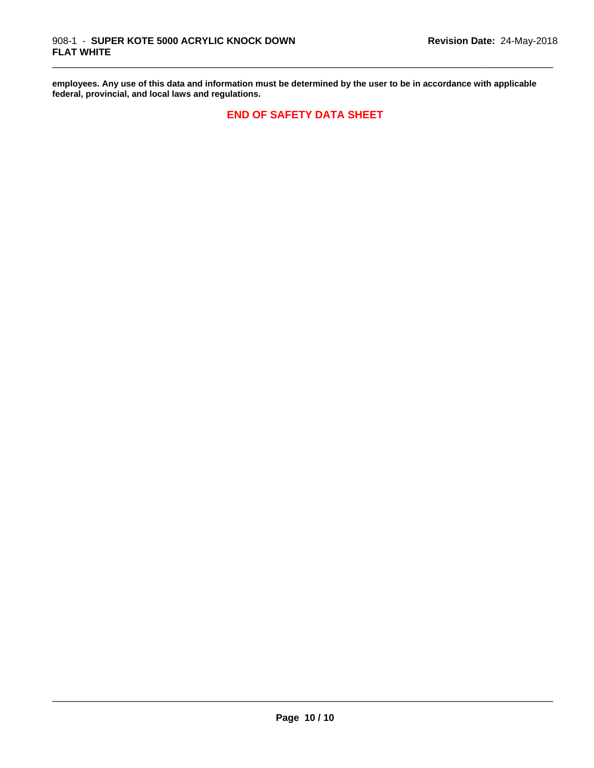**employees. Any use of this data and information must be determined by the user to be in accordance with applicable federal, provincial, and local laws and regulations.**

**END OF SAFETY DATA SHEET**